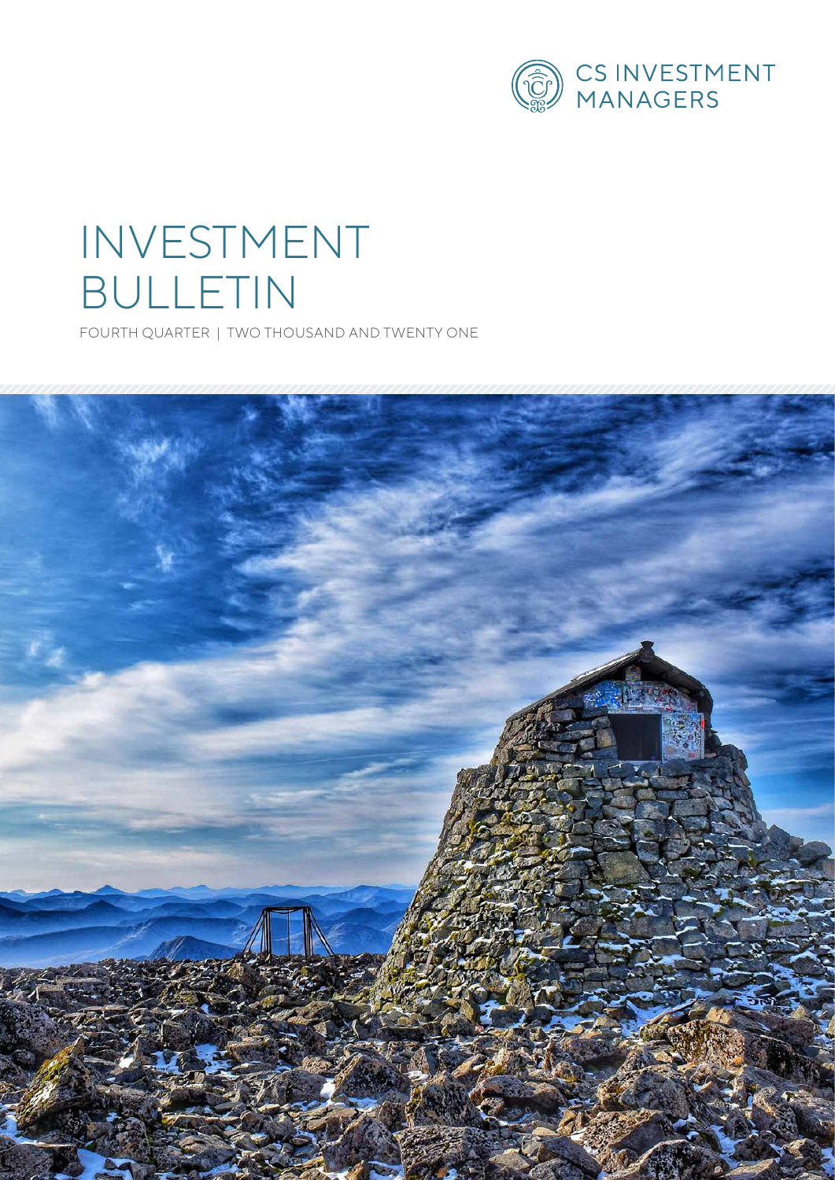CS INVESTMENT MANAGERS

# INVESTMENT BULLETIN

FOURTH QUARTER | TWO THOUSAND AND TWENTY ONE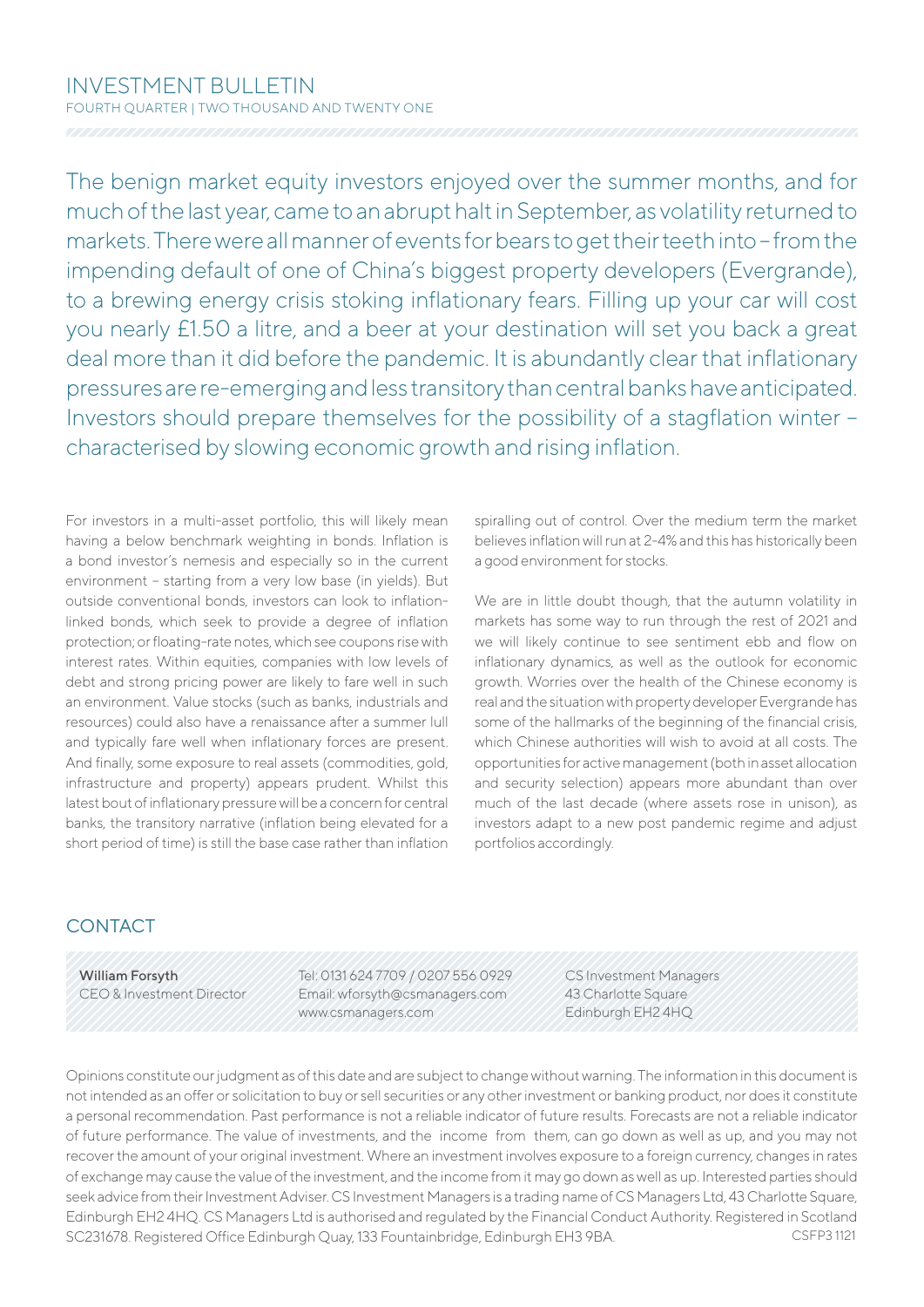# INVESTMENT BULLETIN

FOURTH QUARTER | TWO THOUSAND AND TWENTY ONE

The benign market equity investors enjoyed over the summer months, and for much of the last year, came to an abrupt halt in September, as volatility returned to markets. There were all manner of events for bears to get their teeth into – from the impending default of one of China's biggest property developers (Evergrande), to a brewing energy crisis stoking inflationary fears. Filling up your car will cost you nearly £1.50 a litre, and a beer at your destination will set you back a great deal more than it did before the pandemic. It is abundantly clear that inflationary pressures are re-emerging and less transitory than central banks have anticipated. Investors should prepare themselves for the possibility of a stagflation winter – characterised by slowing economic growth and rising inflation.

For investors in a multi-asset portfolio, this will likely mean having a below benchmark weighting in bonds. Inflation is a bond investor's nemesis and especially so in the current environment – starting from a very low base (in yields). But outside conventional bonds, investors can look to inflation-linked bonds, which seek to provide a degree of inflation protection; or floating-rate notes, which see coupons rise with interest rates. Within equities, companies with low levels of debt and strong pricing power are likely to fare well in such an environment. Value stocks (such as banks, industrials and resources) could also have a renaissance after a summer lull and typically fare well when inflationary forces are present. And finally, some exposure to real assets (commodities, gold, infrastructure and property) appears prudent. Whilst this latest bout of inflationary pressure will be a concern for central banks, the transitory narrative (inflation being elevated for a short period of time) is still the base case rather than inflation spiralling out of control. Over the medium term the market believes inflation will run at 2-4% and this has historically been a good environment for stocks.

We are in little doubt though, that the autumn volatility in markets has some way to run through the rest of 2021 and we will likely continue to see sentiment ebb and flow on inflationary dynamics, as well as the outlook for economic growth. Worries over the health of the Chinese economy is real and the situation with property developer Evergrande has some of the hallmarks of the beginning of the financial crisis, which Chinese authorities will wish to avoid at all costs. The opportunities for active management (both in asset allocation and security selection) appears more abundant than over much of the last decade (where assets rose in unison), as investors adapt to a new post pandemic regime and adjust portfolios accordingly.

## CONTACT

**William Forsyth**
CEO & Investment Director

Tel: 0131 624 7709 / 0207 556 0929
Email: wforsyth@csmanagers.com
www.csmanagers.com

CS Investment Managers
43 Charlotte Square
Edinburgh EH2 4HQ

Opinions constitute our judgment as of this date and are subject to change without warning. The information in this document is not intended as an offer or solicitation to buy or sell securities or any other investment or banking product, nor does it constitute a personal recommendation. Past performance is not a reliable indicator of future results. Forecasts are not a reliable indicator of future performance. The value of investments, and the income from them, can go down as well as up, and you may not recover the amount of your original investment. Where an investment involves exposure to a foreign currency, changes in rates of exchange may cause the value of the investment, and the income from it may go down as well as up. Interested parties should seek advice from their Investment Adviser. CS Investment Managers is a trading name of CS Managers Ltd, 43 Charlotte Square, Edinburgh EH2 4HQ. CS Managers Ltd is authorised and regulated by the Financial Conduct Authority. Registered in Scotland SC231678. Registered Office Edinburgh Quay, 133 Fountainbridge, Edinburgh EH3 9BA. CSFP3 1121